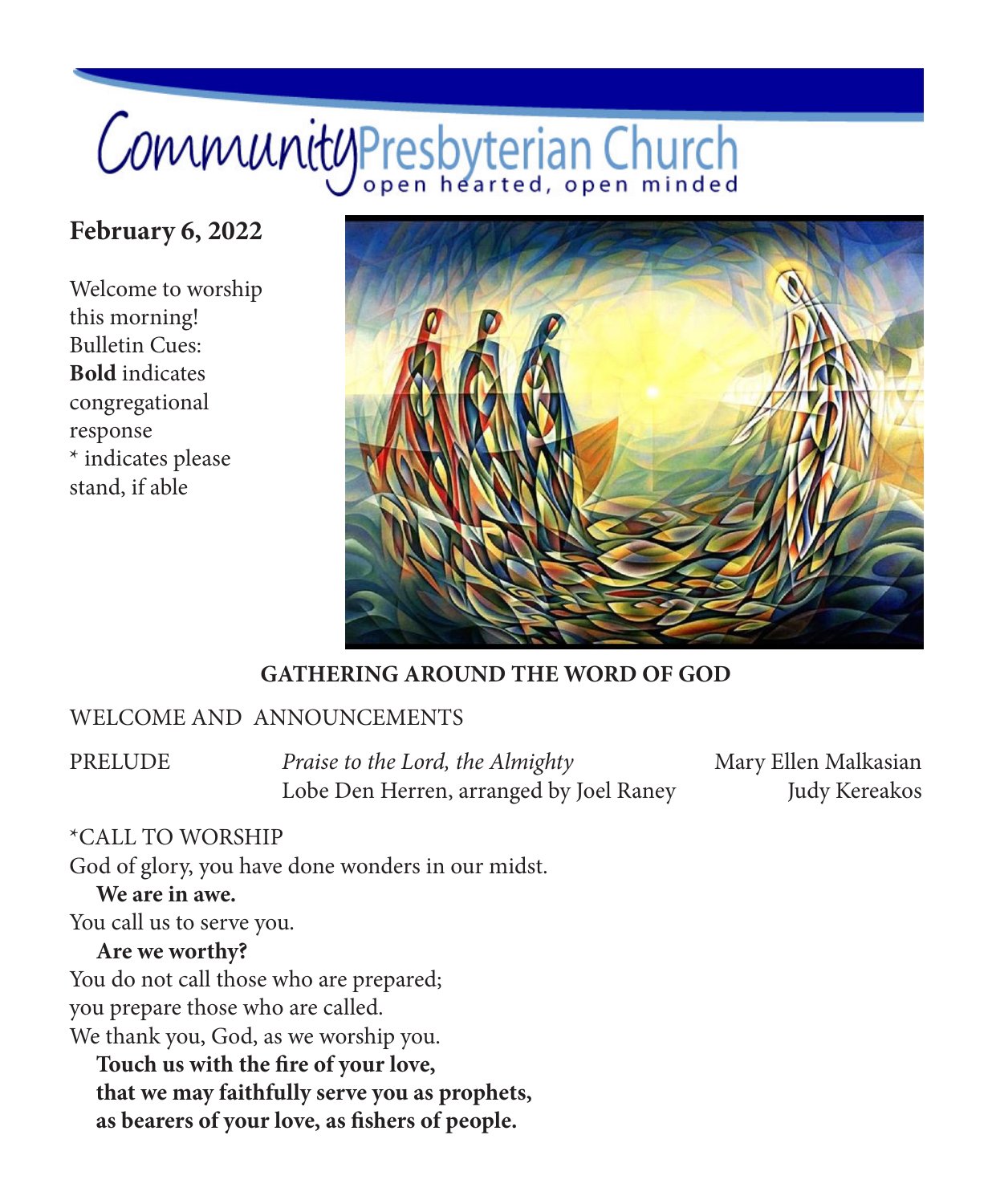# Community Presbyterian Church

open hearted, open minded

**February 6, 2022**

Welcome to worship this morning!
Bulletin Cues:
**Bold** indicates congregational response
* indicates please stand, if able

## GATHERING AROUND THE WORD OF GOD

WELCOME AND ANNOUNCEMENTS

PRELUDE *Praise to the Lord, the Almighty* Mary Ellen Malkasian
Lobe Den Herren, arranged by Joel Raney Judy Kereakos

*CALL TO WORSHIP

God of glory, you have done wonders in our midst.

**We are in awe.**

You call us to serve you.

**Are we worthy?**

You do not call those who are prepared;
you prepare those who are called.
We thank you, God, as we worship you.

**Touch us with the fire of your love,**
**that we may faithfully serve you as prophets,**
**as bearers of your love, as fishers of people.**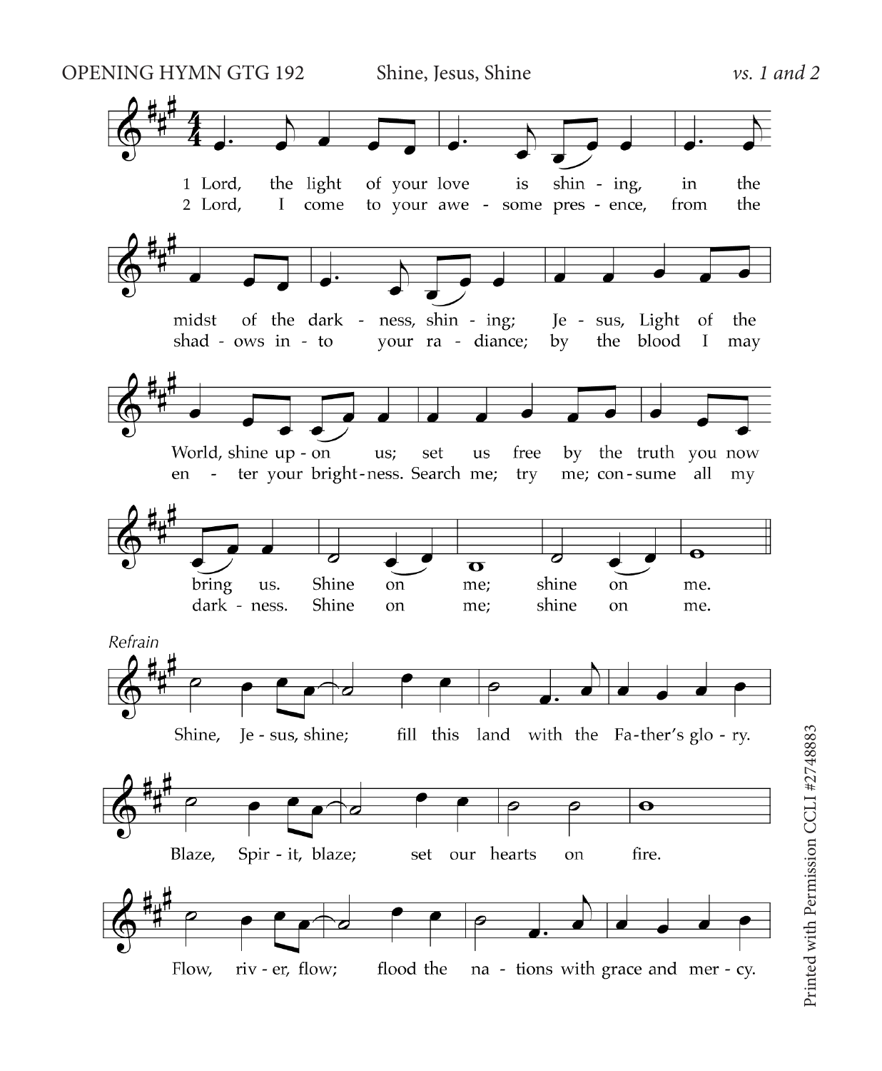OPENING HYMN GTG 192 — Shine, Jesus, Shine — *vs. 1 and 2*

1 Lord, the light of your love is shin - ing, in the midst of the dark - ness, shin - ing; Je - sus, Light of the World, shine up - on us; set us free by the truth you now bring us. Shine on me; shine on me.

2 Lord, I come to your awe - some pres - ence, from the shad - ows in - to your ra - diance; by the blood I may en - ter your bright - ness. Search me; try me; con - sume all my dark - ness. Shine on me; shine on me.

*Refrain*

Shine, Je - sus, shine; fill this land with the Fa - ther's glo - ry.

Blaze, Spir - it, blaze; set our hearts on fire.

Flow, riv - er, flow; flood the na - tions with grace and mer - cy.

Printed with Permission CCLI #2748883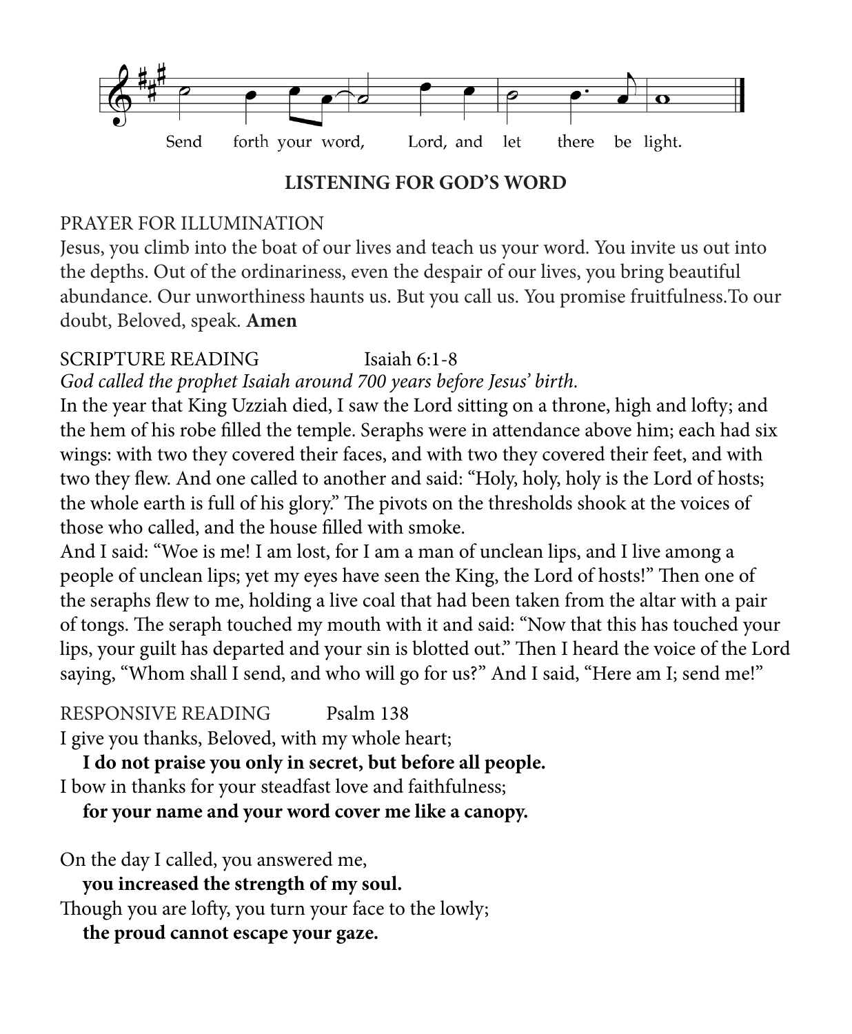Send forth your word, Lord, and let there be light.

## LISTENING FOR GOD'S WORD

PRAYER FOR ILLUMINATION

Jesus, you climb into the boat of our lives and teach us your word. You invite us out into the depths. Out of the ordinariness, even the despair of our lives, you bring beautiful abundance. Our unworthiness haunts us. But you call us. You promise fruitfulness.To our doubt, Beloved, speak. **Amen**

SCRIPTURE READING Isaiah 6:1-8

*God called the prophet Isaiah around 700 years before Jesus' birth.*

In the year that King Uzziah died, I saw the Lord sitting on a throne, high and lofty; and the hem of his robe filled the temple. Seraphs were in attendance above him; each had six wings: with two they covered their faces, and with two they covered their feet, and with two they flew. And one called to another and said: "Holy, holy, holy is the Lord of hosts; the whole earth is full of his glory." The pivots on the thresholds shook at the voices of those who called, and the house filled with smoke.

And I said: "Woe is me! I am lost, for I am a man of unclean lips, and I live among a people of unclean lips; yet my eyes have seen the King, the Lord of hosts!" Then one of the seraphs flew to me, holding a live coal that had been taken from the altar with a pair of tongs. The seraph touched my mouth with it and said: "Now that this has touched your lips, your guilt has departed and your sin is blotted out." Then I heard the voice of the Lord saying, "Whom shall I send, and who will go for us?" And I said, "Here am I; send me!"

RESPONSIVE READING Psalm 138

I give you thanks, Beloved, with my whole heart;

**I do not praise you only in secret, but before all people.**

I bow in thanks for your steadfast love and faithfulness;

**for your name and your word cover me like a canopy.**

On the day I called, you answered me,

**you increased the strength of my soul.**

Though you are lofty, you turn your face to the lowly;

**the proud cannot escape your gaze.**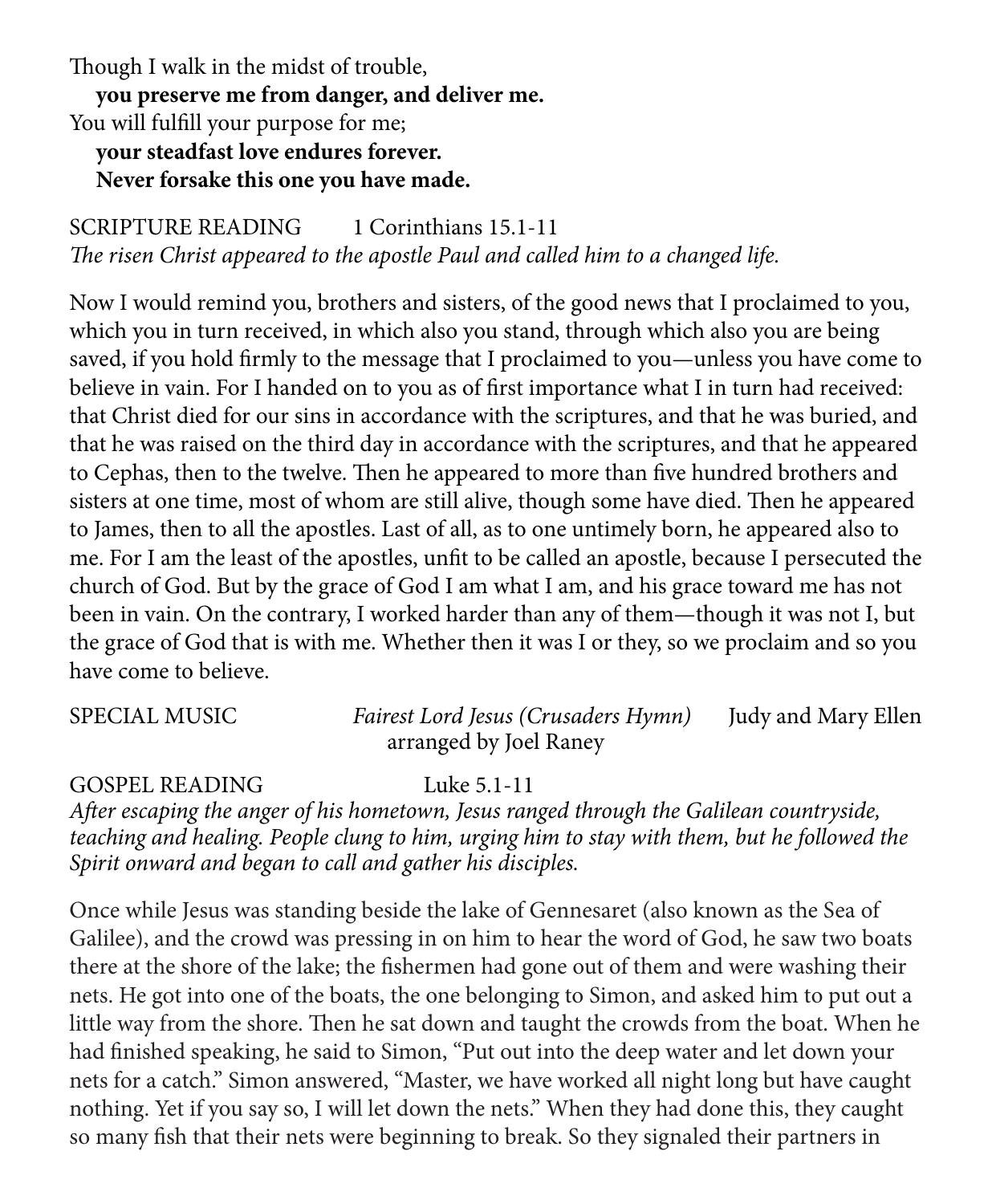Though I walk in the midst of trouble,
  **you preserve me from danger, and deliver me.**
You will fulfill your purpose for me;
  **your steadfast love endures forever.**
  **Never forsake this one you have made.**

SCRIPTURE READING  1 Corinthians 15.1-11
*The risen Christ appeared to the apostle Paul and called him to a changed life.*

Now I would remind you, brothers and sisters, of the good news that I proclaimed to you, which you in turn received, in which also you stand, through which also you are being saved, if you hold firmly to the message that I proclaimed to you—unless you have come to believe in vain. For I handed on to you as of first importance what I in turn had received: that Christ died for our sins in accordance with the scriptures, and that he was buried, and that he was raised on the third day in accordance with the scriptures, and that he appeared to Cephas, then to the twelve. Then he appeared to more than five hundred brothers and sisters at one time, most of whom are still alive, though some have died. Then he appeared to James, then to all the apostles. Last of all, as to one untimely born, he appeared also to me. For I am the least of the apostles, unfit to be called an apostle, because I persecuted the church of God. But by the grace of God I am what I am, and his grace toward me has not been in vain. On the contrary, I worked harder than any of them—though it was not I, but the grace of God that is with me. Whether then it was I or they, so we proclaim and so you have come to believe.

SPECIAL MUSIC  *Fairest Lord Jesus (Crusaders Hymn)*  Judy and Mary Ellen
arranged by Joel Raney

GOSPEL READING  Luke 5.1-11
*After escaping the anger of his hometown, Jesus ranged through the Galilean countryside, teaching and healing. People clung to him, urging him to stay with them, but he followed the Spirit onward and began to call and gather his disciples.*

Once while Jesus was standing beside the lake of Gennesaret (also known as the Sea of Galilee), and the crowd was pressing in on him to hear the word of God, he saw two boats there at the shore of the lake; the fishermen had gone out of them and were washing their nets. He got into one of the boats, the one belonging to Simon, and asked him to put out a little way from the shore. Then he sat down and taught the crowds from the boat. When he had finished speaking, he said to Simon, "Put out into the deep water and let down your nets for a catch." Simon answered, "Master, we have worked all night long but have caught nothing. Yet if you say so, I will let down the nets." When they had done this, they caught so many fish that their nets were beginning to break. So they signaled their partners in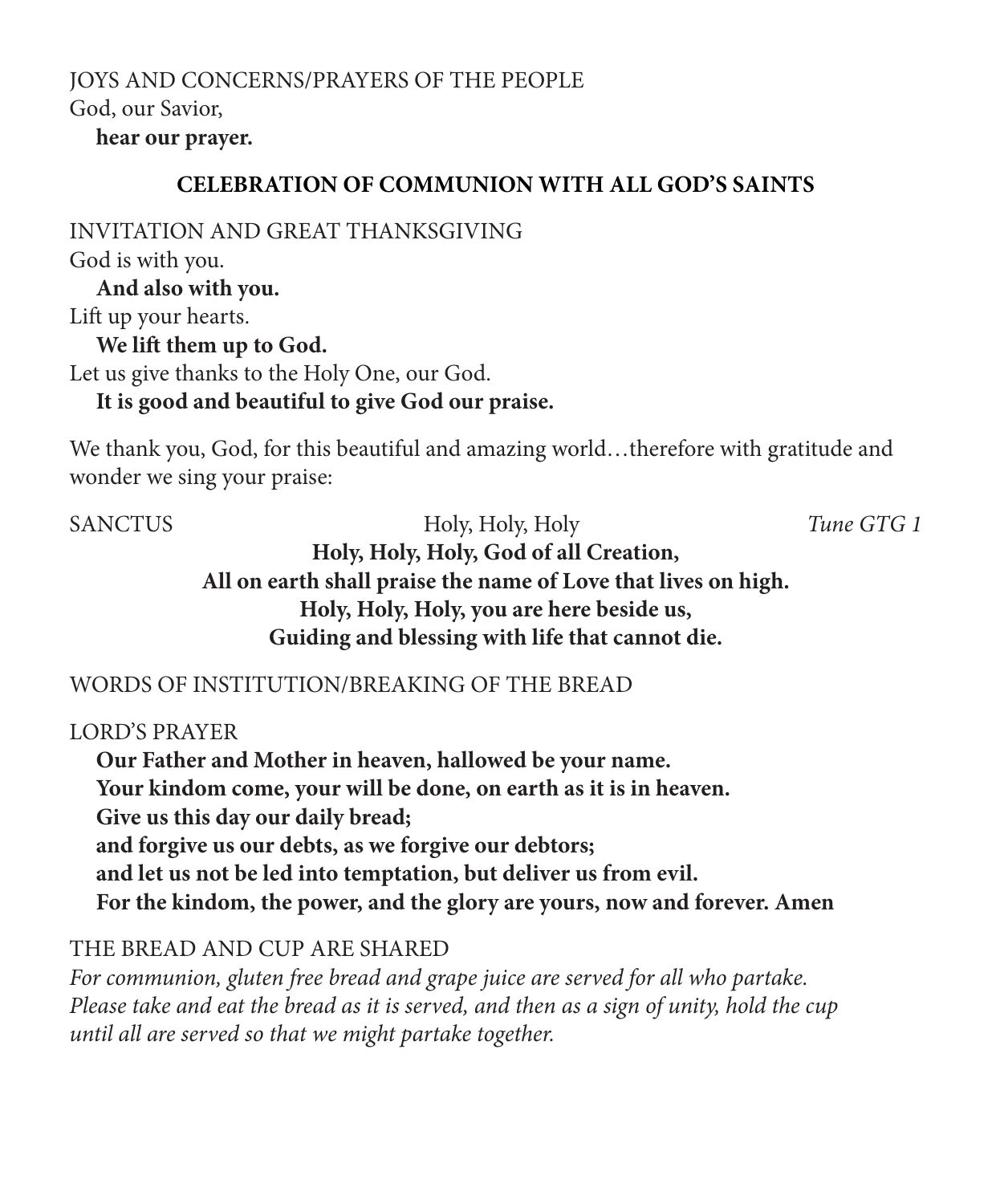JOYS AND CONCERNS/PRAYERS OF THE PEOPLE

God, our Savior,

**hear our prayer.**

## CELEBRATION OF COMMUNION WITH ALL GOD'S SAINTS

INVITATION AND GREAT THANKSGIVING

God is with you.

**And also with you.**

Lift up your hearts.

**We lift them up to God.**

Let us give thanks to the Holy One, our God.

**It is good and beautiful to give God our praise.**

We thank you, God, for this beautiful and amazing world…therefore with gratitude and wonder we sing your praise:

SANCTUS Holy, Holy, Holy *Tune GTG 1*

**Holy, Holy, Holy, God of all Creation,**
**All on earth shall praise the name of Love that lives on high.**
**Holy, Holy, Holy, you are here beside us,**
**Guiding and blessing with life that cannot die.**

WORDS OF INSTITUTION/BREAKING OF THE BREAD

LORD'S PRAYER

**Our Father and Mother in heaven, hallowed be your name.**
**Your kindom come, your will be done, on earth as it is in heaven.**
**Give us this day our daily bread;**
**and forgive us our debts, as we forgive our debtors;**
**and let us not be led into temptation, but deliver us from evil.**
**For the kindom, the power, and the glory are yours, now and forever. Amen**

THE BREAD AND CUP ARE SHARED

*For communion, gluten free bread and grape juice are served for all who partake. Please take and eat the bread as it is served, and then as a sign of unity, hold the cup until all are served so that we might partake together.*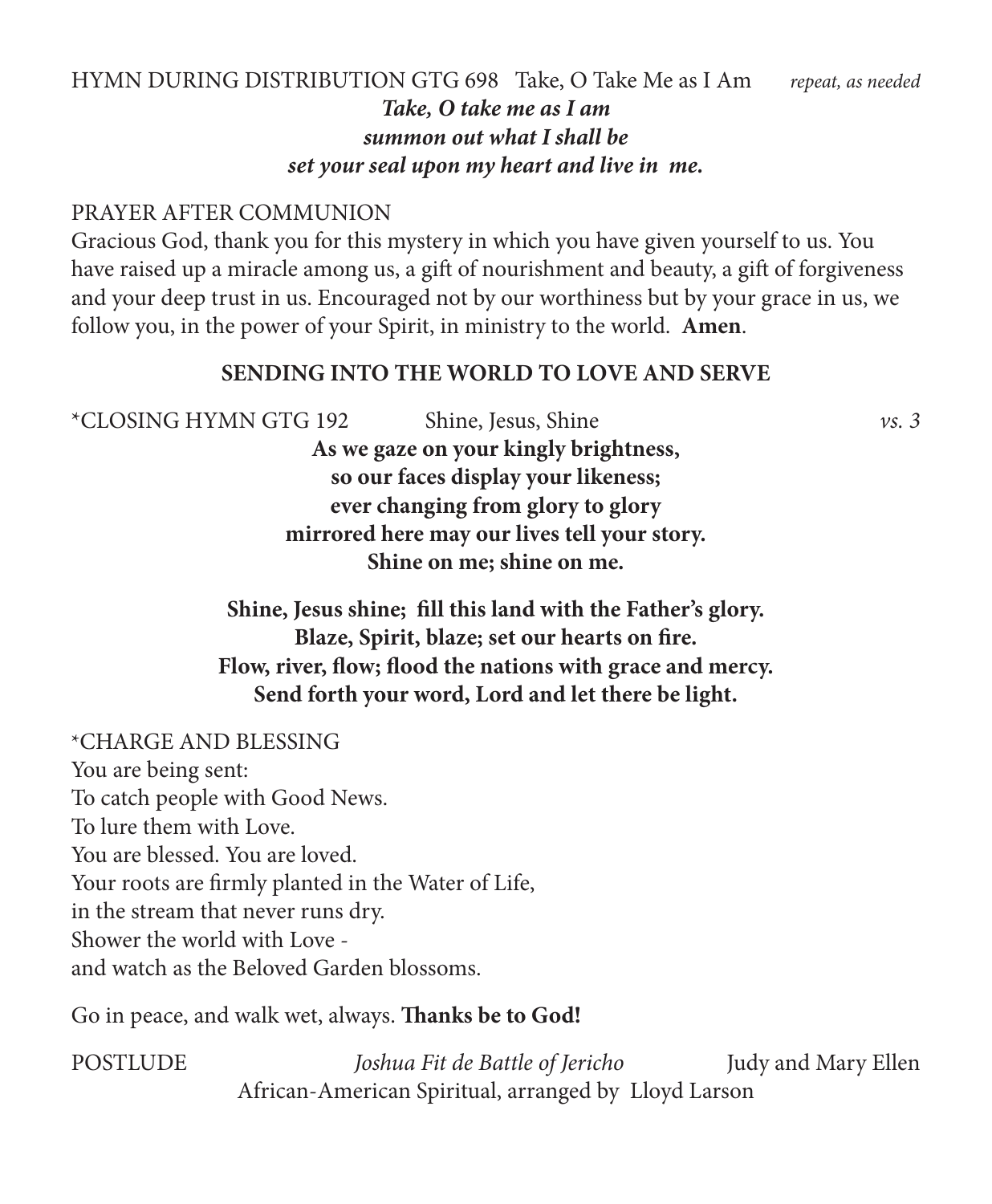HYMN DURING DISTRIBUTION GTG 698   Take, O Take Me as I Am   *repeat, as needed*

***Take, O take me as I am***
***summon out what I shall be***
***set your seal upon my heart and live in me.***

PRAYER AFTER COMMUNION

Gracious God, thank you for this mystery in which you have given yourself to us. You have raised up a miracle among us, a gift of nourishment and beauty, a gift of forgiveness and your deep trust in us. Encouraged not by our worthiness but by your grace in us, we follow you, in the power of your Spirit, in ministry to the world. **Amen**.

## SENDING INTO THE WORLD TO LOVE AND SERVE

*CLOSING HYMN GTG 192   Shine, Jesus, Shine   *vs. 3*

**As we gaze on your kingly brightness,**
**so our faces display your likeness;**
**ever changing from glory to glory**
**mirrored here may our lives tell your story.**
**Shine on me; shine on me.**

**Shine, Jesus shine; fill this land with the Father's glory.**
**Blaze, Spirit, blaze; set our hearts on fire.**
**Flow, river, flow; flood the nations with grace and mercy.**
**Send forth your word, Lord and let there be light.**

*CHARGE AND BLESSING

You are being sent:
To catch people with Good News.
To lure them with Love.
You are blessed. You are loved.
Your roots are firmly planted in the Water of Life,
in the stream that never runs dry.
Shower the world with Love -
and watch as the Beloved Garden blossoms.

Go in peace, and walk wet, always. **Thanks be to God!**

POSTLUDE   *Joshua Fit de Battle of Jericho*   Judy and Mary Ellen
African-American Spiritual, arranged by Lloyd Larson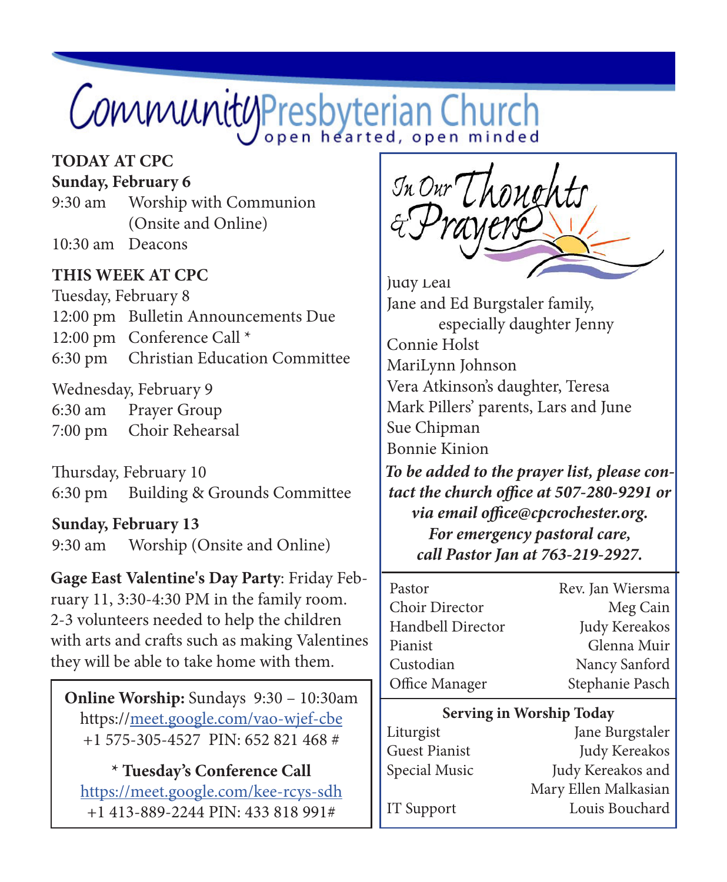# Community Presbyterian Church

open hearted, open minded

**TODAY AT CPC**

**Sunday, February 6**

9:30 am Worship with Communion (Onsite and Online)

10:30 am Deacons

**THIS WEEK AT CPC**

Tuesday, February 8

12:00 pm Bulletin Announcements Due

12:00 pm Conference Call *

6:30 pm Christian Education Committee

Wednesday, February 9

6:30 am Prayer Group

7:00 pm Choir Rehearsal

Thursday, February 10

6:30 pm Building & Grounds Committee

**Sunday, February 13**

9:30 am Worship (Onsite and Online)

**Gage East Valentine's Day Party**: Friday February 11, 3:30-4:30 PM in the family room. 2-3 volunteers needed to help the children with arts and crafts such as making Valentines they will be able to take home with them.

**Online Worship:** Sundays 9:30 – 10:30am
https://meet.google.com/vao-wjef-cbe
+1 575-305-4527 PIN: 652 821 468 #

**\* Tuesday's Conference Call**
https://meet.google.com/kee-rcys-sdh
+1 413-889-2244 PIN: 433 818 991#

## In Our Thoughts & Prayers

Judy Leaf
Jane and Ed Burgstaler family, especially daughter Jenny
Connie Holst
MariLynn Johnson
Vera Atkinson's daughter, Teresa
Mark Pillers' parents, Lars and June
Sue Chipman
Bonnie Kinion

***To be added to the prayer list, please contact the church office at 507-280-9291 or via email office@cpcrochester.org. For emergency pastoral care, call Pastor Jan at 763-219-2927.***

| | |
|---|---|
| Pastor | Rev. Jan Wiersma |
| Choir Director | Meg Cain |
| Handbell Director | Judy Kereakos |
| Pianist | Glenna Muir |
| Custodian | Nancy Sanford |
| Office Manager | Stephanie Pasch |

**Serving in Worship Today**

| | |
|---|---|
| Liturgist | Jane Burgstaler |
| Guest Pianist | Judy Kereakos |
| Special Music | Judy Kereakos and Mary Ellen Malkasian |
| IT Support | Louis Bouchard |